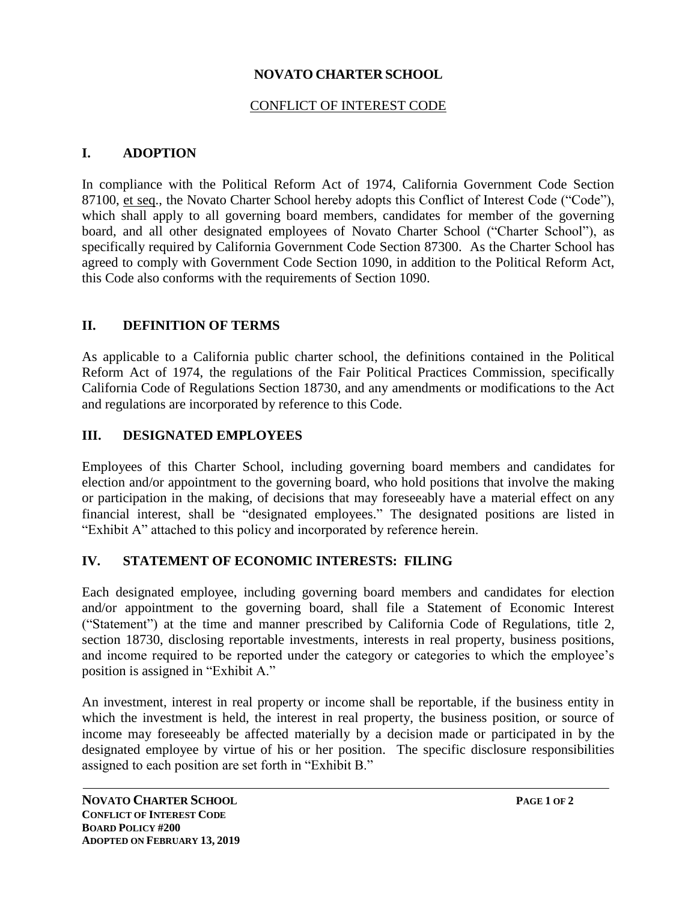# NOVATO CHARTER SCHOOL

## CONFLICT OF INTEREST CODE

## I. ADOPTION

In compliance with the Political Reform Act of 1974, California Government Code Section 87100, et seq., the Novato Charter School hereby adopts this Conflict of Interest Code ("Code"), which shall apply to all governing board members, candidates for member of the governing board, and all other designated employees of Novato Charter School ("Charter School"), as specifically required by California Government Code Section 87300. As the Charter School has agreed to comply with Government Code Section 1090, in addition to the Political Reform Act, this Code also conforms with the requirements of Section 1090.

## II. DEFINITION OF TERMS

As applicable to a California public charter school, the definitions contained in the Political Reform Act of 1974, the regulations of the Fair Political Practices Commission, specifically California Code of Regulations Section 18730, and any amendments or modifications to the Act and regulations are incorporated by reference to this Code.

## III. DESIGNATED EMPLOYEES

Employees of this Charter School, including governing board members and candidates for election and/or appointment to the governing board, who hold positions that involve the making or participation in the making, of decisions that may foreseeably have a material effect on any financial interest, shall be "designated employees." The designated positions are listed in "Exhibit A" attached to this policy and incorporated by reference herein.

## IV. STATEMENT OF ECONOMIC INTERESTS: FILING

Each designated employee, including governing board members and candidates for election and/or appointment to the governing board, shall file a Statement of Economic Interest ("Statement") at the time and manner prescribed by California Code of Regulations, title 2, section 18730, disclosing reportable investments, interests in real property, business positions, and income required to be reported under the category or categories to which the employee's position is assigned in "Exhibit A."

An investment, interest in real property or income shall be reportable, if the business entity in which the investment is held, the interest in real property, the business position, or source of income may foreseeably be affected materially by a decision made or participated in by the designated employee by virtue of his or her position. The specific disclosure responsibilities assigned to each position are set forth in "Exhibit B."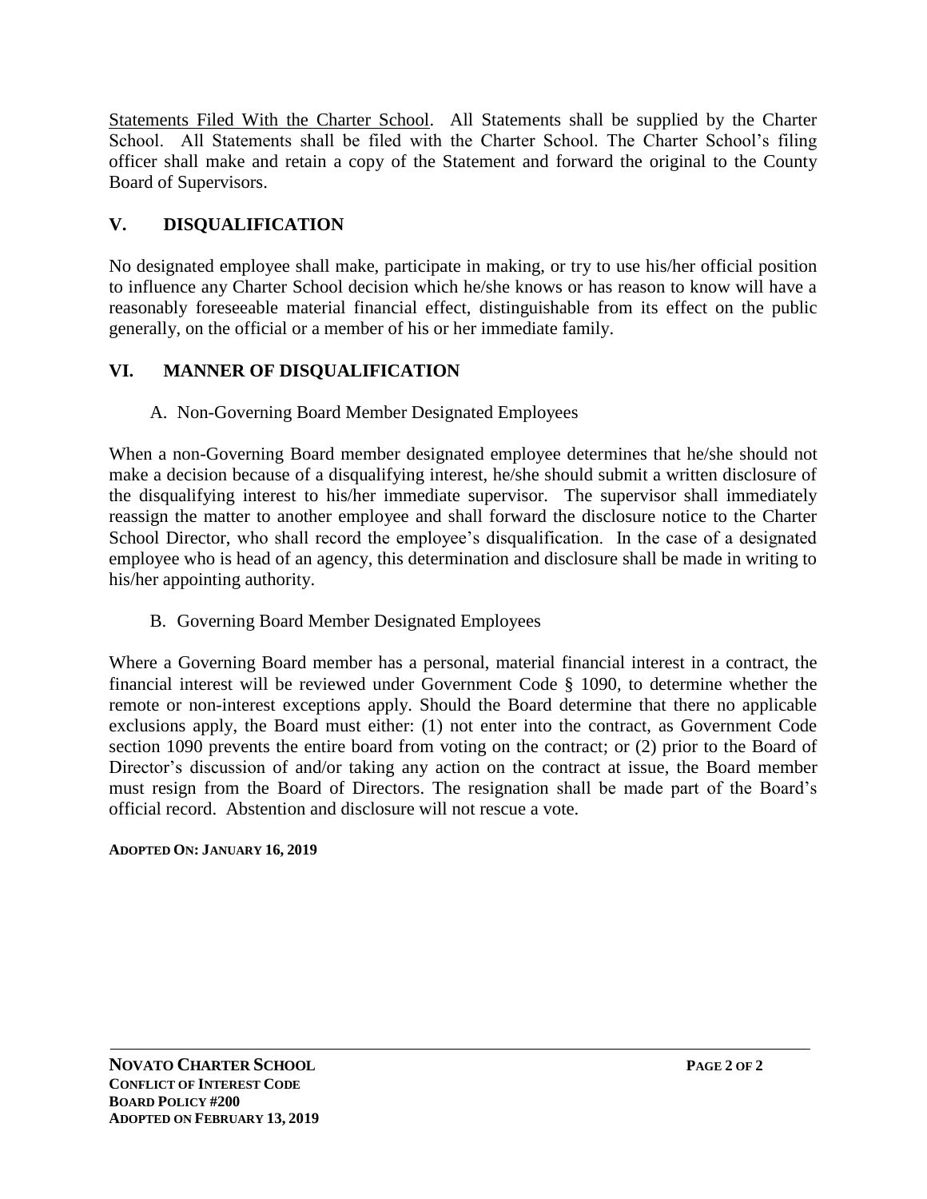<u>Statements Filed With the Charter School</u>. All Statements shall be supplied by the Charter School. All Statements shall be filed with the Charter School. The Charter School's filing officer shall make and retain a copy of the Statement and forward the original to the County Board of Supervisors.

## V. DISQUALIFICATION

No designated employee shall make, participate in making, or try to use his/her official position to influence any Charter School decision which he/she knows or has reason to know will have a reasonably foreseeable material financial effect, distinguishable from its effect on the public generally, on the official or a member of his or her immediate family.

## VI. MANNER OF DISQUALIFICATION

A. Non-Governing Board Member Designated Employees

When a non-Governing Board member designated employee determines that he/she should not make a decision because of a disqualifying interest, he/she should submit a written disclosure of the disqualifying interest to his/her immediate supervisor. The supervisor shall immediately reassign the matter to another employee and shall forward the disclosure notice to the Charter School Director, who shall record the employee's disqualification. In the case of a designated employee who is head of an agency, this determination and disclosure shall be made in writing to his/her appointing authority.

B. Governing Board Member Designated Employees

Where a Governing Board member has a personal, material financial interest in a contract, the financial interest will be reviewed under Government Code § 1090, to determine whether the remote or non-interest exceptions apply. Should the Board determine that there no applicable exclusions apply, the Board must either: (1) not enter into the contract, as Government Code section 1090 prevents the entire board from voting on the contract; or (2) prior to the Board of Director's discussion of and/or taking any action on the contract at issue, the Board member must resign from the Board of Directors. The resignation shall be made part of the Board's official record. Abstention and disclosure will not rescue a vote.

**ADOPTED ON: JANUARY 16, 2019**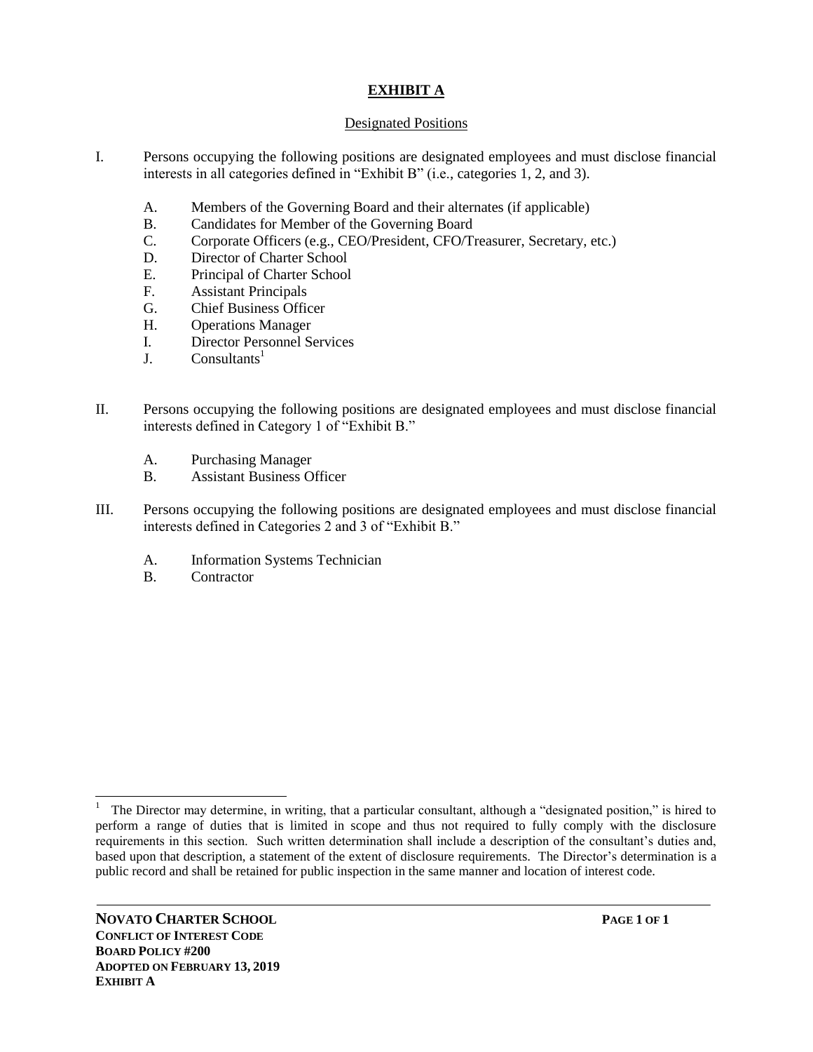# EXHIBIT A

## Designated Positions

I. Persons occupying the following positions are designated employees and must disclose financial interests in all categories defined in "Exhibit B" (i.e., categories 1, 2, and 3).

   A. Members of the Governing Board and their alternates (if applicable)
   B. Candidates for Member of the Governing Board
   C. Corporate Officers (e.g., CEO/President, CFO/Treasurer, Secretary, etc.)
   D. Director of Charter School
   E. Principal of Charter School
   F. Assistant Principals
   G. Chief Business Officer
   H. Operations Manager
   I. Director Personnel Services
   J. Consultants[1]

II. Persons occupying the following positions are designated employees and must disclose financial interests defined in Category 1 of "Exhibit B."

   A. Purchasing Manager
   B. Assistant Business Officer

III. Persons occupying the following positions are designated employees and must disclose financial interests defined in Categories 2 and 3 of "Exhibit B."

   A. Information Systems Technician
   B. Contractor

---

[1] The Director may determine, in writing, that a particular consultant, although a "designated position," is hired to perform a range of duties that is limited in scope and thus not required to fully comply with the disclosure requirements in this section. Such written determination shall include a description of the consultant's duties and, based upon that description, a statement of the extent of disclosure requirements. The Director's determination is a public record and shall be retained for public inspection in the same manner and location of interest code.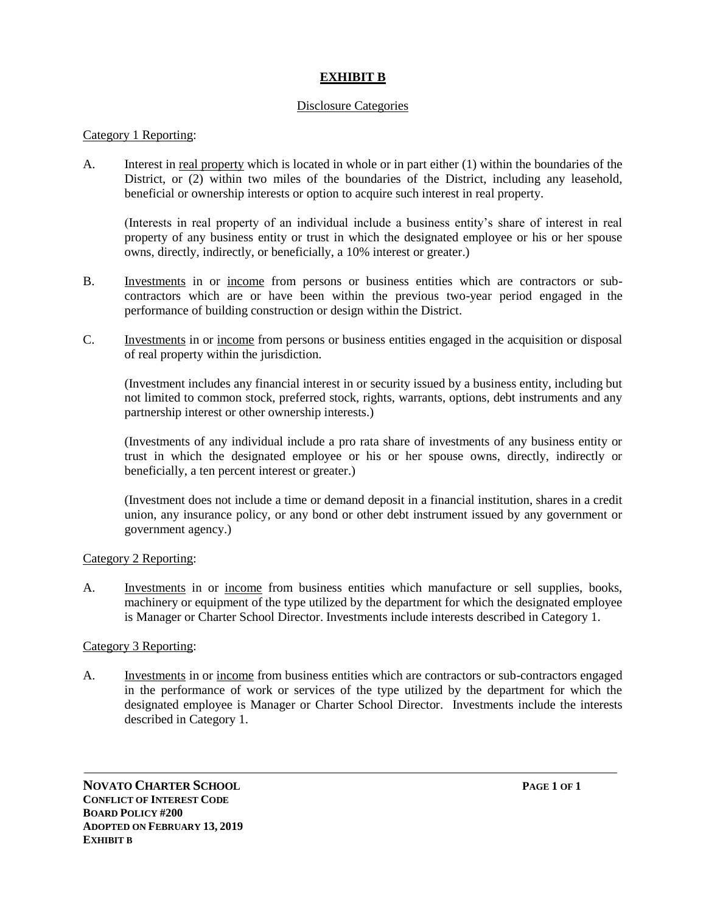# EXHIBIT B

## Disclosure Categories

Category 1 Reporting:

A. Interest in real property which is located in whole or in part either (1) within the boundaries of the District, or (2) within two miles of the boundaries of the District, including any leasehold, beneficial or ownership interests or option to acquire such interest in real property.

(Interests in real property of an individual include a business entity's share of interest in real property of any business entity or trust in which the designated employee or his or her spouse owns, directly, indirectly, or beneficially, a 10% interest or greater.)

B. Investments in or income from persons or business entities which are contractors or sub-contractors which are or have been within the previous two-year period engaged in the performance of building construction or design within the District.

C. Investments in or income from persons or business entities engaged in the acquisition or disposal of real property within the jurisdiction.

(Investment includes any financial interest in or security issued by a business entity, including but not limited to common stock, preferred stock, rights, warrants, options, debt instruments and any partnership interest or other ownership interests.)

(Investments of any individual include a pro rata share of investments of any business entity or trust in which the designated employee or his or her spouse owns, directly, indirectly or beneficially, a ten percent interest or greater.)

(Investment does not include a time or demand deposit in a financial institution, shares in a credit union, any insurance policy, or any bond or other debt instrument issued by any government or government agency.)

Category 2 Reporting:

A. Investments in or income from business entities which manufacture or sell supplies, books, machinery or equipment of the type utilized by the department for which the designated employee is Manager or Charter School Director. Investments include interests described in Category 1.

Category 3 Reporting:

A. Investments in or income from business entities which are contractors or sub-contractors engaged in the performance of work or services of the type utilized by the department for which the designated employee is Manager or Charter School Director. Investments include the interests described in Category 1.

**NOVATO CHARTER SCHOOL**
**CONFLICT OF INTEREST CODE**
**BOARD POLICY #200**
**ADOPTED ON FEBRUARY 13, 2019**
**EXHIBIT B**